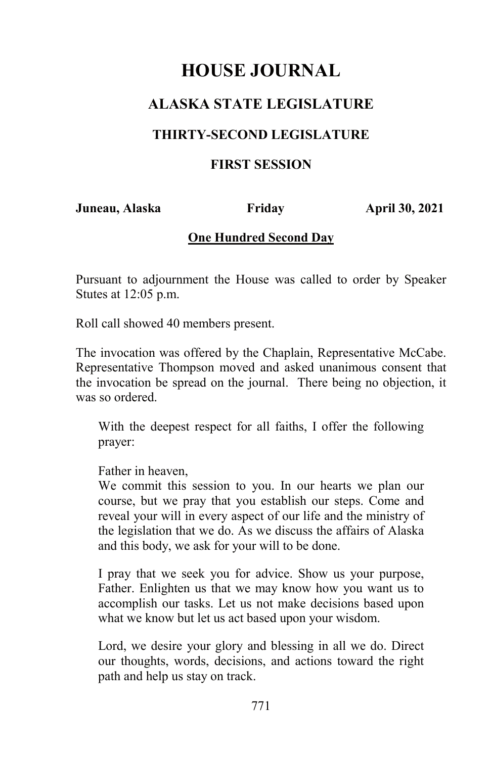# HOUSE JOURNAL

## ALASKA STATE LEGISLATURE

### THIRTY-SECOND LEGISLATURE

### FIRST SESSION

**Juneau, Alaska** **Friday** **April 30, 2021**

**One Hundred Second Day**

Pursuant to adjournment the House was called to order by Speaker Stutes at 12:05 p.m.

Roll call showed 40 members present.

The invocation was offered by the Chaplain, Representative McCabe. Representative Thompson moved and asked unanimous consent that the invocation be spread on the journal. There being no objection, it was so ordered.

> With the deepest respect for all faiths, I offer the following prayer:
>
> Father in heaven,
> We commit this session to you. In our hearts we plan our course, but we pray that you establish our steps. Come and reveal your will in every aspect of our life and the ministry of the legislation that we do. As we discuss the affairs of Alaska and this body, we ask for your will to be done.
>
> I pray that we seek you for advice. Show us your purpose, Father. Enlighten us that we may know how you want us to accomplish our tasks. Let us not make decisions based upon what we know but let us act based upon your wisdom.
>
> Lord, we desire your glory and blessing in all we do. Direct our thoughts, words, decisions, and actions toward the right path and help us stay on track.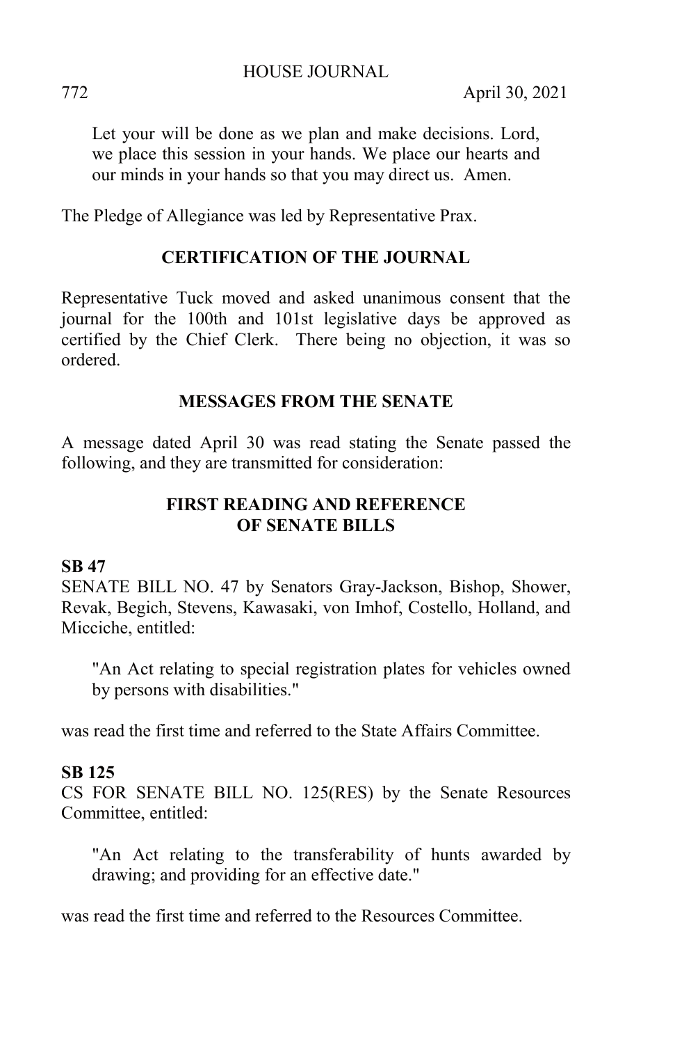Let your will be done as we plan and make decisions. Lord, we place this session in your hands. We place our hearts and our minds in your hands so that you may direct us. Amen.

The Pledge of Allegiance was led by Representative Prax.

## CERTIFICATION OF THE JOURNAL

Representative Tuck moved and asked unanimous consent that the journal for the 100th and 101st legislative days be approved as certified by the Chief Clerk. There being no objection, it was so ordered.

## MESSAGES FROM THE SENATE

A message dated April 30 was read stating the Senate passed the following, and they are transmitted for consideration:

## FIRST READING AND REFERENCE OF SENATE BILLS

**SB 47**

SENATE BILL NO. 47 by Senators Gray-Jackson, Bishop, Shower, Revak, Begich, Stevens, Kawasaki, von Imhof, Costello, Holland, and Micciche, entitled:

"An Act relating to special registration plates for vehicles owned by persons with disabilities."

was read the first time and referred to the State Affairs Committee.

**SB 125**

CS FOR SENATE BILL NO. 125(RES) by the Senate Resources Committee, entitled:

"An Act relating to the transferability of hunts awarded by drawing; and providing for an effective date."

was read the first time and referred to the Resources Committee.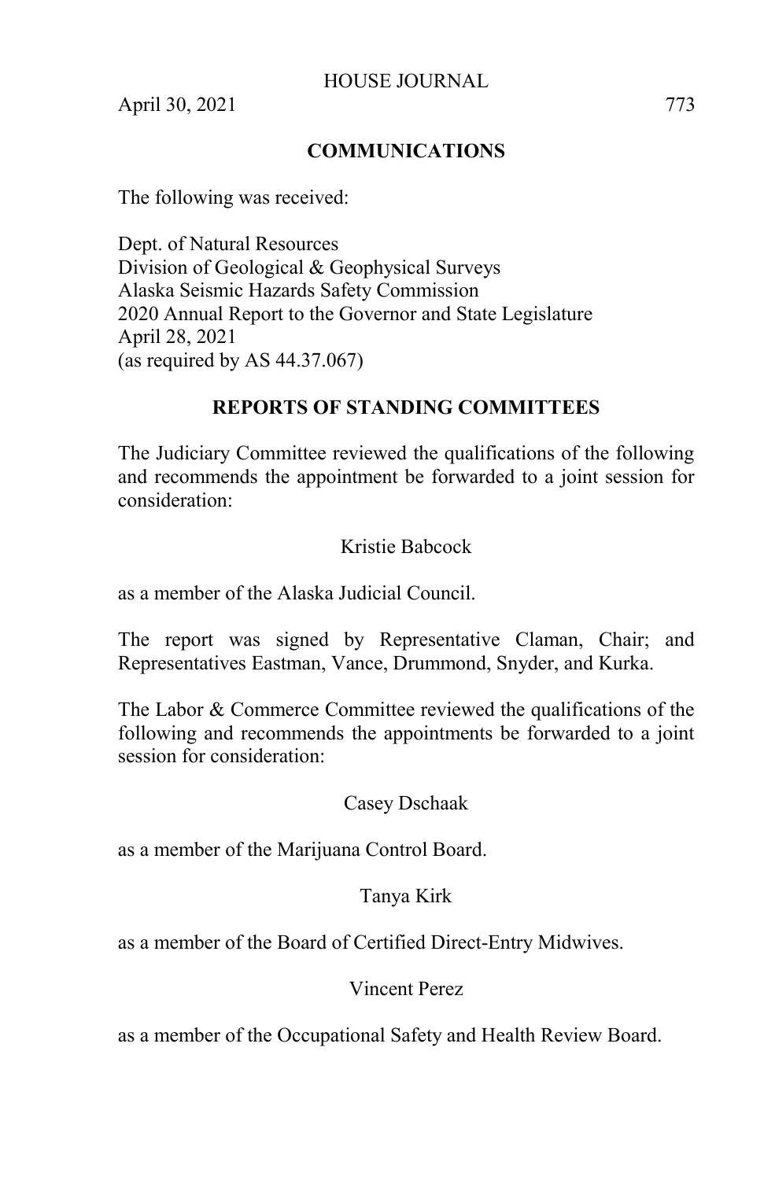## COMMUNICATIONS

The following was received:

Dept. of Natural Resources
Division of Geological & Geophysical Surveys
Alaska Seismic Hazards Safety Commission
2020 Annual Report to the Governor and State Legislature
April 28, 2021
(as required by AS 44.37.067)

## REPORTS OF STANDING COMMITTEES

The Judiciary Committee reviewed the qualifications of the following and recommends the appointment be forwarded to a joint session for consideration:

Kristie Babcock

as a member of the Alaska Judicial Council.

The report was signed by Representative Claman, Chair; and Representatives Eastman, Vance, Drummond, Snyder, and Kurka.

The Labor & Commerce Committee reviewed the qualifications of the following and recommends the appointments be forwarded to a joint session for consideration:

Casey Dschaak

as a member of the Marijuana Control Board.

Tanya Kirk

as a member of the Board of Certified Direct-Entry Midwives.

Vincent Perez

as a member of the Occupational Safety and Health Review Board.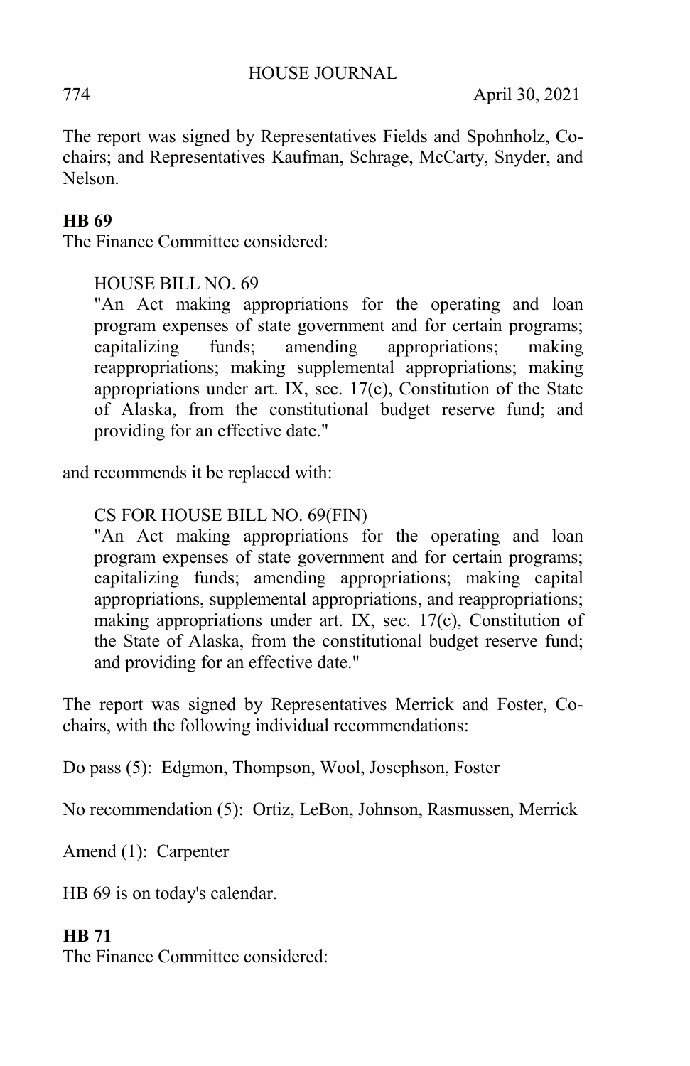The report was signed by Representatives Fields and Spohnholz, Co-chairs; and Representatives Kaufman, Schrage, McCarty, Snyder, and Nelson.

**HB 69**

The Finance Committee considered:

HOUSE BILL NO. 69
"An Act making appropriations for the operating and loan program expenses of state government and for certain programs; capitalizing funds; amending appropriations; making reappropriations; making supplemental appropriations; making appropriations under art. IX, sec. 17(c), Constitution of the State of Alaska, from the constitutional budget reserve fund; and providing for an effective date."

and recommends it be replaced with:

CS FOR HOUSE BILL NO. 69(FIN)
"An Act making appropriations for the operating and loan program expenses of state government and for certain programs; capitalizing funds; amending appropriations; making capital appropriations, supplemental appropriations, and reappropriations; making appropriations under art. IX, sec. 17(c), Constitution of the State of Alaska, from the constitutional budget reserve fund; and providing for an effective date."

The report was signed by Representatives Merrick and Foster, Co-chairs, with the following individual recommendations:

Do pass (5): Edgmon, Thompson, Wool, Josephson, Foster

No recommendation (5): Ortiz, LeBon, Johnson, Rasmussen, Merrick

Amend (1): Carpenter

HB 69 is on today's calendar.

**HB 71**

The Finance Committee considered: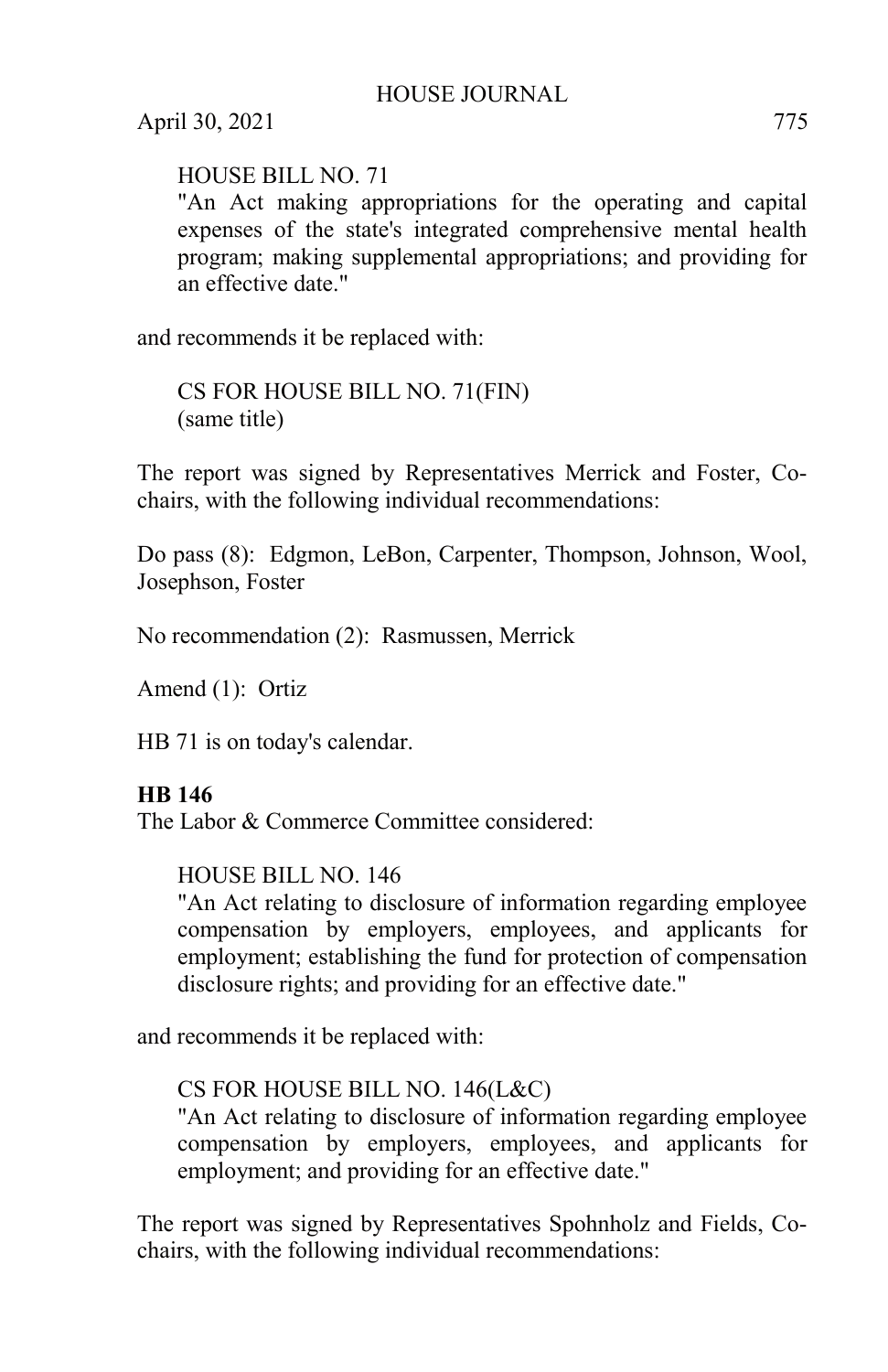HOUSE BILL NO. 71
"An Act making appropriations for the operating and capital expenses of the state's integrated comprehensive mental health program; making supplemental appropriations; and providing for an effective date."

and recommends it be replaced with:

CS FOR HOUSE BILL NO. 71(FIN)
(same title)

The report was signed by Representatives Merrick and Foster, Co-chairs, with the following individual recommendations:

Do pass (8): Edgmon, LeBon, Carpenter, Thompson, Johnson, Wool, Josephson, Foster

No recommendation (2): Rasmussen, Merrick

Amend (1): Ortiz

HB 71 is on today's calendar.

**HB 146**
The Labor & Commerce Committee considered:

HOUSE BILL NO. 146
"An Act relating to disclosure of information regarding employee compensation by employers, employees, and applicants for employment; establishing the fund for protection of compensation disclosure rights; and providing for an effective date."

and recommends it be replaced with:

CS FOR HOUSE BILL NO. 146(L&C)
"An Act relating to disclosure of information regarding employee compensation by employers, employees, and applicants for employment; and providing for an effective date."

The report was signed by Representatives Spohnholz and Fields, Co-chairs, with the following individual recommendations: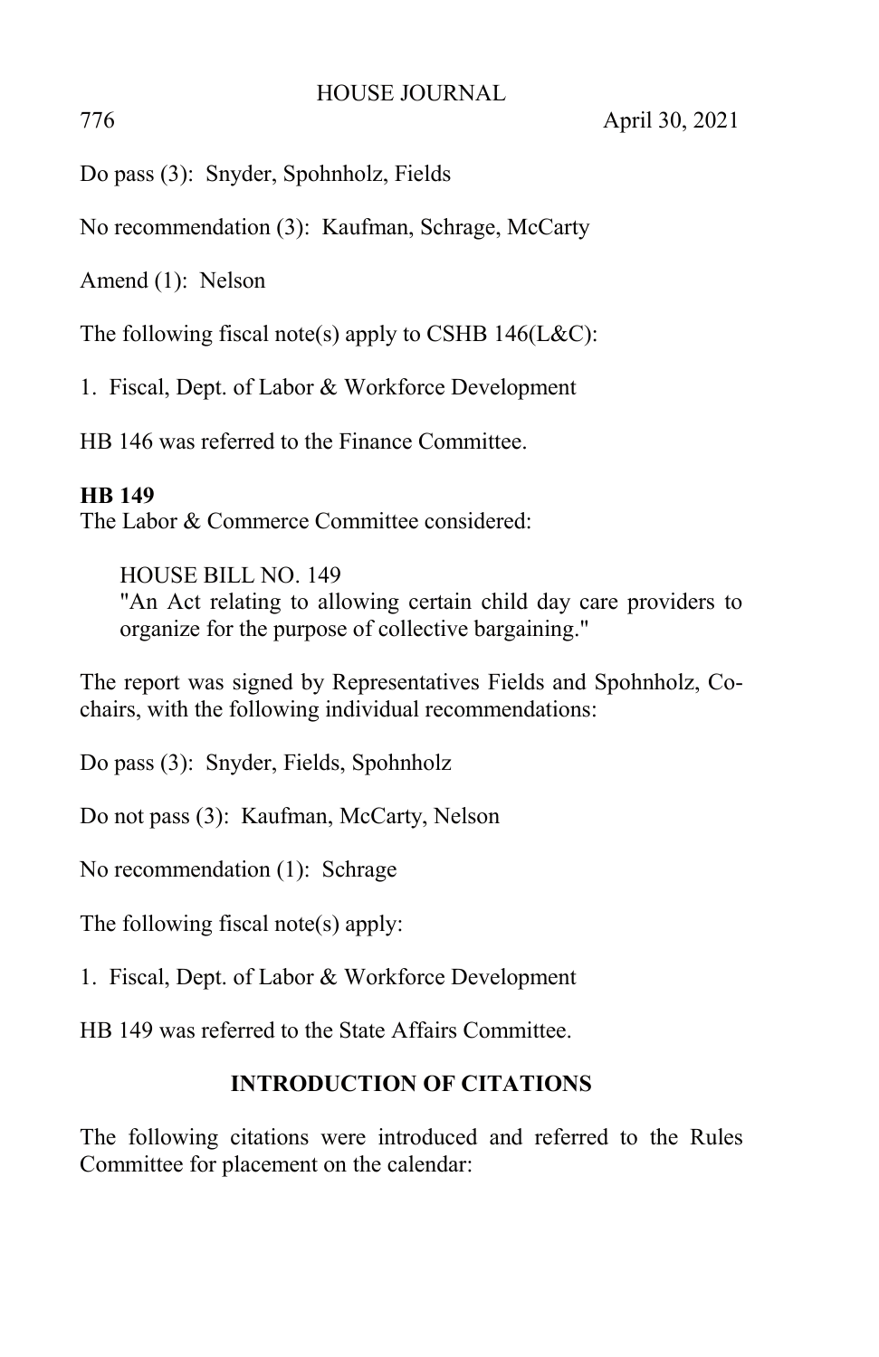Do pass (3): Snyder, Spohnholz, Fields

No recommendation (3): Kaufman, Schrage, McCarty

Amend (1): Nelson

The following fiscal note(s) apply to CSHB 146(L&C):

1. Fiscal, Dept. of Labor & Workforce Development

HB 146 was referred to the Finance Committee.

**HB 149**

The Labor & Commerce Committee considered:

> HOUSE BILL NO. 149
> "An Act relating to allowing certain child day care providers to organize for the purpose of collective bargaining."

The report was signed by Representatives Fields and Spohnholz, Co-chairs, with the following individual recommendations:

Do pass (3): Snyder, Fields, Spohnholz

Do not pass (3): Kaufman, McCarty, Nelson

No recommendation (1): Schrage

The following fiscal note(s) apply:

1. Fiscal, Dept. of Labor & Workforce Development

HB 149 was referred to the State Affairs Committee.

## INTRODUCTION OF CITATIONS

The following citations were introduced and referred to the Rules Committee for placement on the calendar: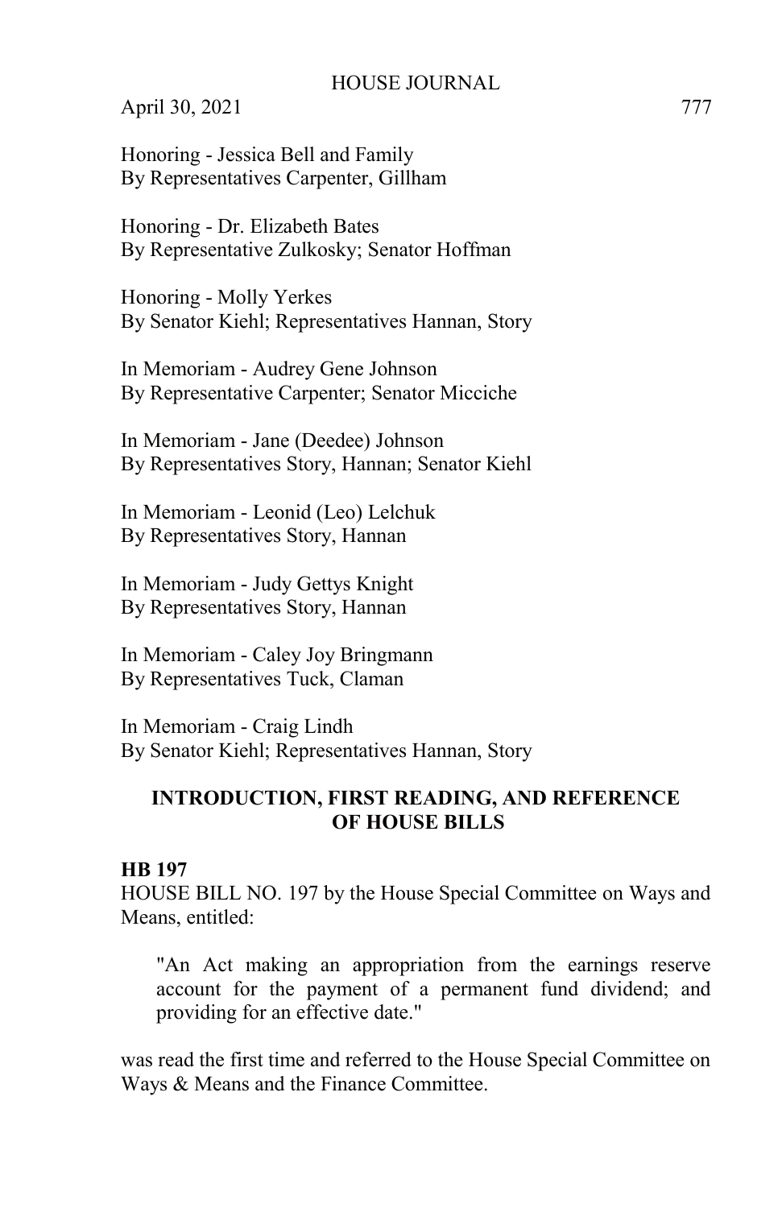Honoring - Jessica Bell and Family
By Representatives Carpenter, Gillham

Honoring - Dr. Elizabeth Bates
By Representative Zulkosky; Senator Hoffman

Honoring - Molly Yerkes
By Senator Kiehl; Representatives Hannan, Story

In Memoriam - Audrey Gene Johnson
By Representative Carpenter; Senator Micciche

In Memoriam - Jane (Deedee) Johnson
By Representatives Story, Hannan; Senator Kiehl

In Memoriam - Leonid (Leo) Lelchuk
By Representatives Story, Hannan

In Memoriam - Judy Gettys Knight
By Representatives Story, Hannan

In Memoriam - Caley Joy Bringmann
By Representatives Tuck, Claman

In Memoriam - Craig Lindh
By Senator Kiehl; Representatives Hannan, Story

## INTRODUCTION, FIRST READING, AND REFERENCE OF HOUSE BILLS

**HB 197**

HOUSE BILL NO. 197 by the House Special Committee on Ways and Means, entitled:

> "An Act making an appropriation from the earnings reserve account for the payment of a permanent fund dividend; and providing for an effective date."

was read the first time and referred to the House Special Committee on Ways & Means and the Finance Committee.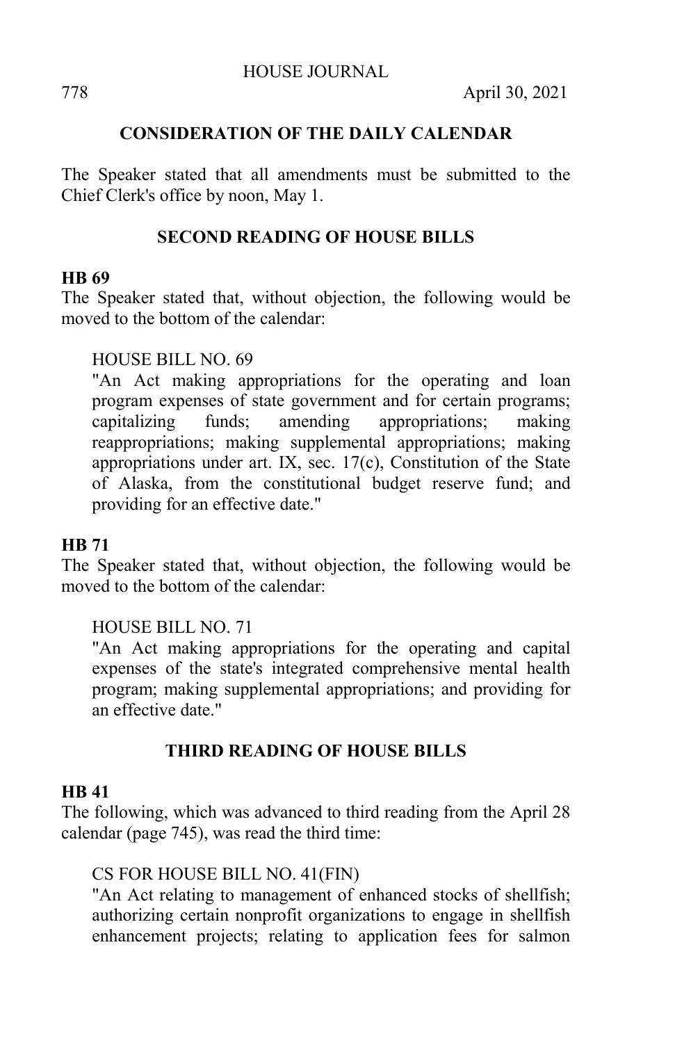## CONSIDERATION OF THE DAILY CALENDAR

The Speaker stated that all amendments must be submitted to the Chief Clerk's office by noon, May 1.

## SECOND READING OF HOUSE BILLS

**HB 69**

The Speaker stated that, without objection, the following would be moved to the bottom of the calendar:

HOUSE BILL NO. 69

"An Act making appropriations for the operating and loan program expenses of state government and for certain programs; capitalizing funds; amending appropriations; making reappropriations; making supplemental appropriations; making appropriations under art. IX, sec. 17(c), Constitution of the State of Alaska, from the constitutional budget reserve fund; and providing for an effective date."

**HB 71**

The Speaker stated that, without objection, the following would be moved to the bottom of the calendar:

HOUSE BILL NO. 71

"An Act making appropriations for the operating and capital expenses of the state's integrated comprehensive mental health program; making supplemental appropriations; and providing for an effective date."

## THIRD READING OF HOUSE BILLS

**HB 41**

The following, which was advanced to third reading from the April 28 calendar (page 745), was read the third time:

CS FOR HOUSE BILL NO. 41(FIN)

"An Act relating to management of enhanced stocks of shellfish; authorizing certain nonprofit organizations to engage in shellfish enhancement projects; relating to application fees for salmon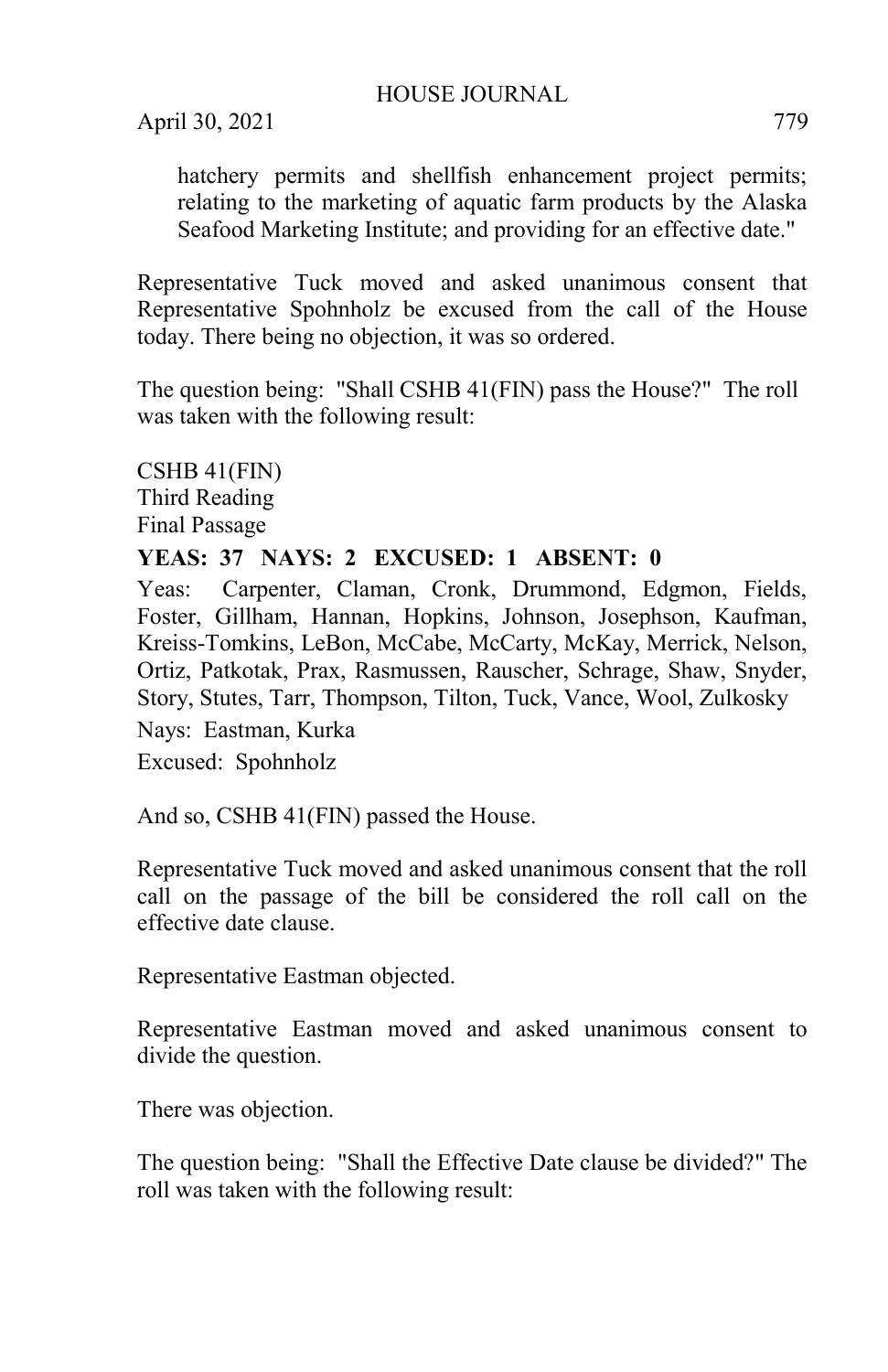hatchery permits and shellfish enhancement project permits; relating to the marketing of aquatic farm products by the Alaska Seafood Marketing Institute; and providing for an effective date."

Representative Tuck moved and asked unanimous consent that Representative Spohnholz be excused from the call of the House today. There being no objection, it was so ordered.

The question being: "Shall CSHB 41(FIN) pass the House?" The roll was taken with the following result:

CSHB 41(FIN)
Third Reading
Final Passage

**YEAS: 37 NAYS: 2 EXCUSED: 1 ABSENT: 0**

Yeas: Carpenter, Claman, Cronk, Drummond, Edgmon, Fields, Foster, Gillham, Hannan, Hopkins, Johnson, Josephson, Kaufman, Kreiss-Tomkins, LeBon, McCabe, McCarty, McKay, Merrick, Nelson, Ortiz, Patkotak, Prax, Rasmussen, Rauscher, Schrage, Shaw, Snyder, Story, Stutes, Tarr, Thompson, Tilton, Tuck, Vance, Wool, Zulkosky

Nays: Eastman, Kurka

Excused: Spohnholz

And so, CSHB 41(FIN) passed the House.

Representative Tuck moved and asked unanimous consent that the roll call on the passage of the bill be considered the roll call on the effective date clause.

Representative Eastman objected.

Representative Eastman moved and asked unanimous consent to divide the question.

There was objection.

The question being: "Shall the Effective Date clause be divided?" The roll was taken with the following result: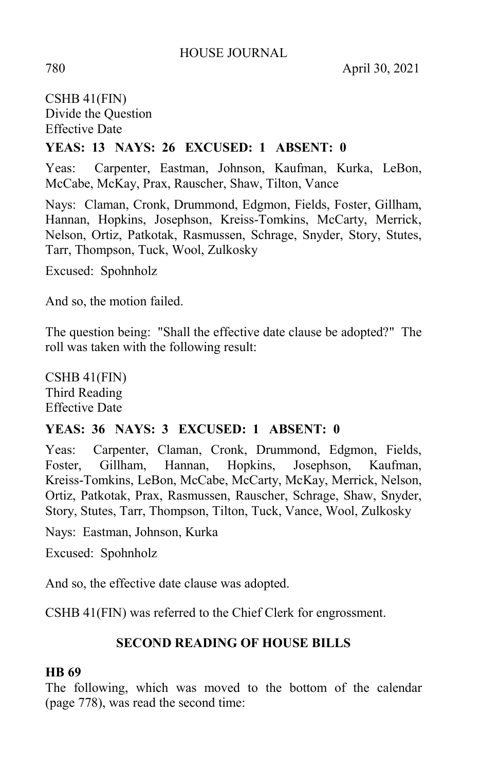CSHB 41(FIN)
Divide the Question
Effective Date

**YEAS: 13 NAYS: 26 EXCUSED: 1 ABSENT: 0**

Yeas: Carpenter, Eastman, Johnson, Kaufman, Kurka, LeBon, McCabe, McKay, Prax, Rauscher, Shaw, Tilton, Vance

Nays: Claman, Cronk, Drummond, Edgmon, Fields, Foster, Gillham, Hannan, Hopkins, Josephson, Kreiss-Tomkins, McCarty, Merrick, Nelson, Ortiz, Patkotak, Rasmussen, Schrage, Snyder, Story, Stutes, Tarr, Thompson, Tuck, Wool, Zulkosky

Excused: Spohnholz

And so, the motion failed.

The question being: "Shall the effective date clause be adopted?" The roll was taken with the following result:

CSHB 41(FIN)
Third Reading
Effective Date

**YEAS: 36 NAYS: 3 EXCUSED: 1 ABSENT: 0**

Yeas: Carpenter, Claman, Cronk, Drummond, Edgmon, Fields, Foster, Gillham, Hannan, Hopkins, Josephson, Kaufman, Kreiss-Tomkins, LeBon, McCabe, McCarty, McKay, Merrick, Nelson, Ortiz, Patkotak, Prax, Rasmussen, Rauscher, Schrage, Shaw, Snyder, Story, Stutes, Tarr, Thompson, Tilton, Tuck, Vance, Wool, Zulkosky

Nays: Eastman, Johnson, Kurka

Excused: Spohnholz

And so, the effective date clause was adopted.

CSHB 41(FIN) was referred to the Chief Clerk for engrossment.

## SECOND READING OF HOUSE BILLS

**HB 69**

The following, which was moved to the bottom of the calendar (page 778), was read the second time: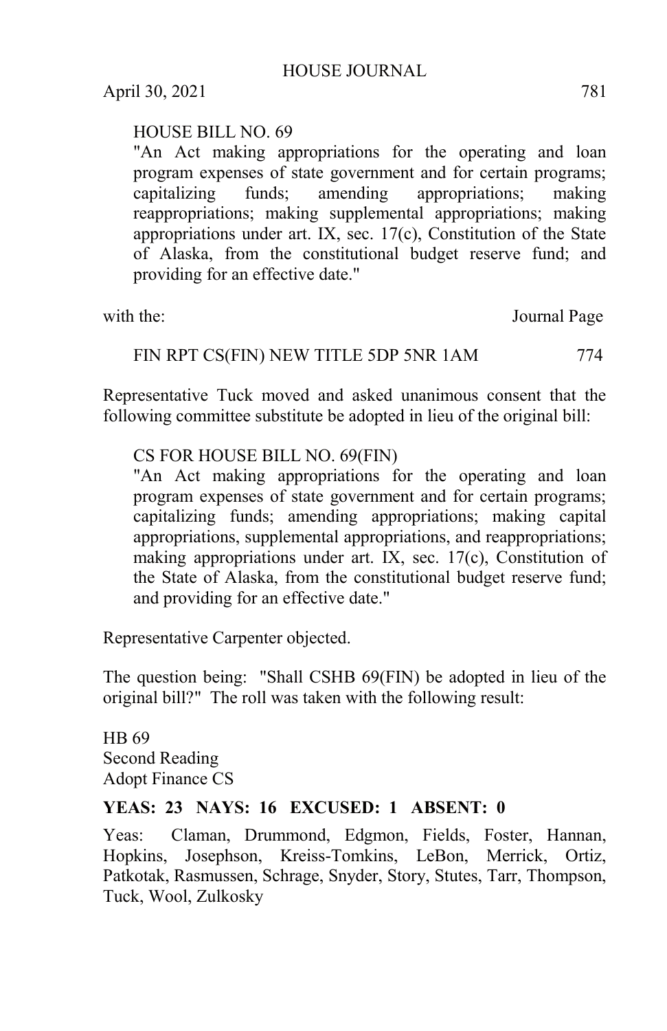HOUSE BILL NO. 69

"An Act making appropriations for the operating and loan program expenses of state government and for certain programs; capitalizing funds; amending appropriations; making reappropriations; making supplemental appropriations; making appropriations under art. IX, sec. 17(c), Constitution of the State of Alaska, from the constitutional budget reserve fund; and providing for an effective date."

with the: Journal Page

FIN RPT CS(FIN) NEW TITLE 5DP 5NR 1AM 774

Representative Tuck moved and asked unanimous consent that the following committee substitute be adopted in lieu of the original bill:

CS FOR HOUSE BILL NO. 69(FIN)

"An Act making appropriations for the operating and loan program expenses of state government and for certain programs; capitalizing funds; amending appropriations; making capital appropriations, supplemental appropriations, and reappropriations; making appropriations under art. IX, sec. 17(c), Constitution of the State of Alaska, from the constitutional budget reserve fund; and providing for an effective date."

Representative Carpenter objected.

The question being: "Shall CSHB 69(FIN) be adopted in lieu of the original bill?" The roll was taken with the following result:

HB 69
Second Reading
Adopt Finance CS

**YEAS: 23 NAYS: 16 EXCUSED: 1 ABSENT: 0**

Yeas: Claman, Drummond, Edgmon, Fields, Foster, Hannan, Hopkins, Josephson, Kreiss-Tomkins, LeBon, Merrick, Ortiz, Patkotak, Rasmussen, Schrage, Snyder, Story, Stutes, Tarr, Thompson, Tuck, Wool, Zulkosky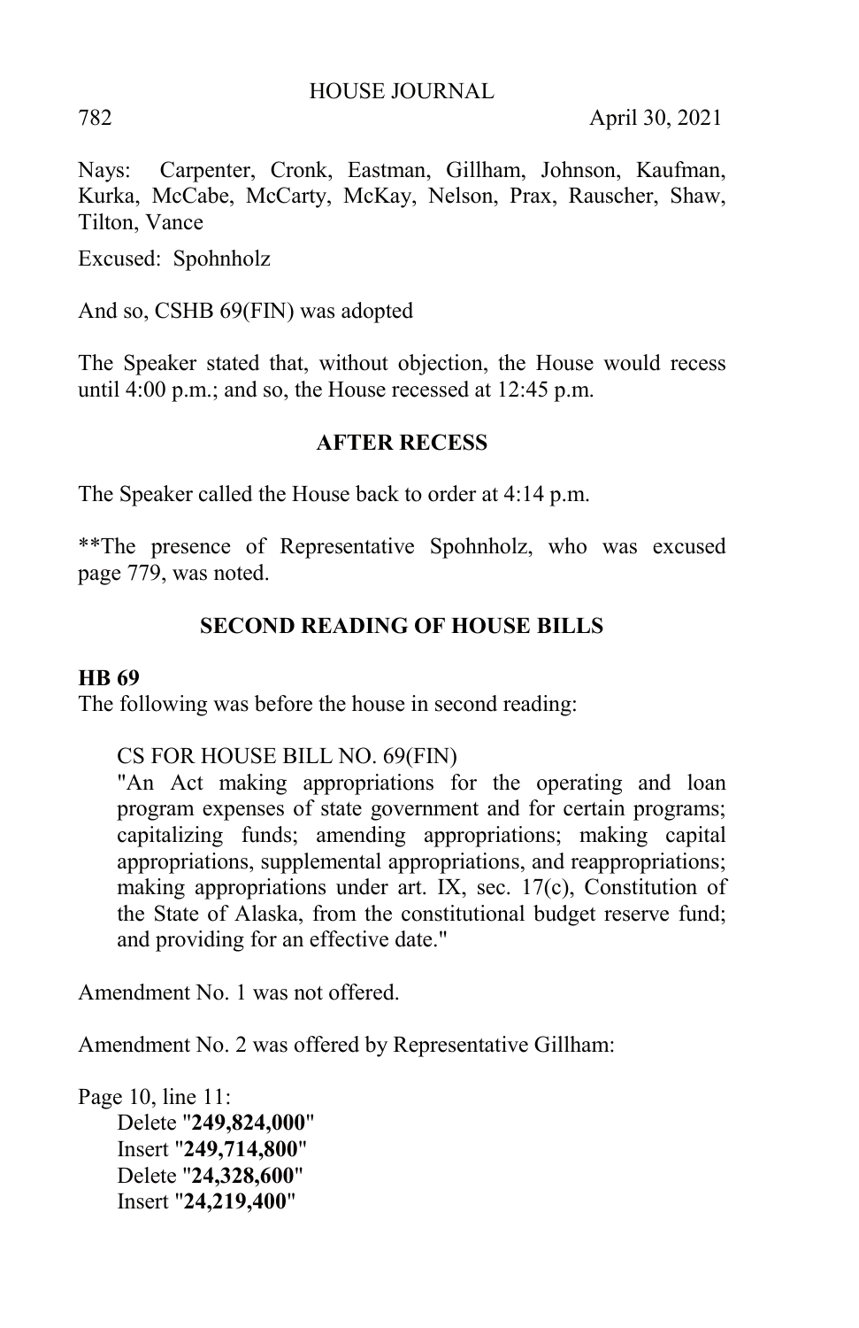Nays: Carpenter, Cronk, Eastman, Gillham, Johnson, Kaufman, Kurka, McCabe, McCarty, McKay, Nelson, Prax, Rauscher, Shaw, Tilton, Vance

Excused: Spohnholz

And so, CSHB 69(FIN) was adopted

The Speaker stated that, without objection, the House would recess until 4:00 p.m.; and so, the House recessed at 12:45 p.m.

## AFTER RECESS

The Speaker called the House back to order at 4:14 p.m.

**The presence of Representative Spohnholz, who was excused page 779, was noted.

## SECOND READING OF HOUSE BILLS

**HB 69**

The following was before the house in second reading:

> CS FOR HOUSE BILL NO. 69(FIN)
> "An Act making appropriations for the operating and loan program expenses of state government and for certain programs; capitalizing funds; amending appropriations; making capital appropriations, supplemental appropriations, and reappropriations; making appropriations under art. IX, sec. 17(c), Constitution of the State of Alaska, from the constitutional budget reserve fund; and providing for an effective date."

Amendment No. 1 was not offered.

Amendment No. 2 was offered by Representative Gillham:

Page 10, line 11:
> Delete "**249,824,000**"
> Insert "**249,714,800**"
> Delete "**24,328,600**"
> Insert "**24,219,400**"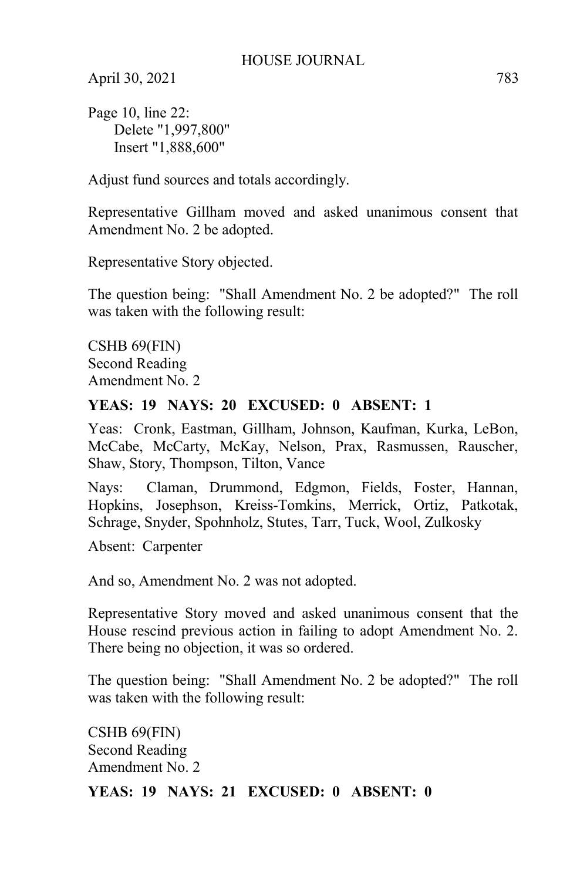Page 10, line 22:
 Delete "1,997,800"
 Insert "1,888,600"

Adjust fund sources and totals accordingly.

Representative Gillham moved and asked unanimous consent that Amendment No. 2 be adopted.

Representative Story objected.

The question being: "Shall Amendment No. 2 be adopted?" The roll was taken with the following result:

CSHB 69(FIN)
Second Reading
Amendment No. 2

**YEAS: 19 NAYS: 20 EXCUSED: 0 ABSENT: 1**

Yeas: Cronk, Eastman, Gillham, Johnson, Kaufman, Kurka, LeBon, McCabe, McCarty, McKay, Nelson, Prax, Rasmussen, Rauscher, Shaw, Story, Thompson, Tilton, Vance

Nays: Claman, Drummond, Edgmon, Fields, Foster, Hannan, Hopkins, Josephson, Kreiss-Tomkins, Merrick, Ortiz, Patkotak, Schrage, Snyder, Spohnholz, Stutes, Tarr, Tuck, Wool, Zulkosky

Absent: Carpenter

And so, Amendment No. 2 was not adopted.

Representative Story moved and asked unanimous consent that the House rescind previous action in failing to adopt Amendment No. 2. There being no objection, it was so ordered.

The question being: "Shall Amendment No. 2 be adopted?" The roll was taken with the following result:

CSHB 69(FIN)
Second Reading
Amendment No. 2

**YEAS: 19 NAYS: 21 EXCUSED: 0 ABSENT: 0**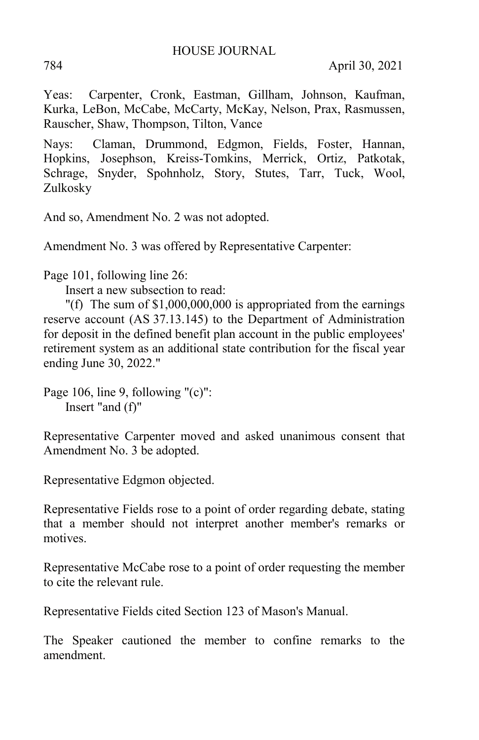Yeas: Carpenter, Cronk, Eastman, Gillham, Johnson, Kaufman, Kurka, LeBon, McCabe, McCarty, McKay, Nelson, Prax, Rasmussen, Rauscher, Shaw, Thompson, Tilton, Vance

Nays: Claman, Drummond, Edgmon, Fields, Foster, Hannan, Hopkins, Josephson, Kreiss-Tomkins, Merrick, Ortiz, Patkotak, Schrage, Snyder, Spohnholz, Story, Stutes, Tarr, Tuck, Wool, Zulkosky

And so, Amendment No. 2 was not adopted.

Amendment No. 3 was offered by Representative Carpenter:

Page 101, following line 26:
Insert a new subsection to read:
"(f) The sum of $1,000,000,000 is appropriated from the earnings reserve account (AS 37.13.145) to the Department of Administration for deposit in the defined benefit plan account in the public employees' retirement system as an additional state contribution for the fiscal year ending June 30, 2022."

Page 106, line 9, following "(c)":
Insert "and (f)"

Representative Carpenter moved and asked unanimous consent that Amendment No. 3 be adopted.

Representative Edgmon objected.

Representative Fields rose to a point of order regarding debate, stating that a member should not interpret another member's remarks or motives.

Representative McCabe rose to a point of order requesting the member to cite the relevant rule.

Representative Fields cited Section 123 of Mason's Manual.

The Speaker cautioned the member to confine remarks to the amendment.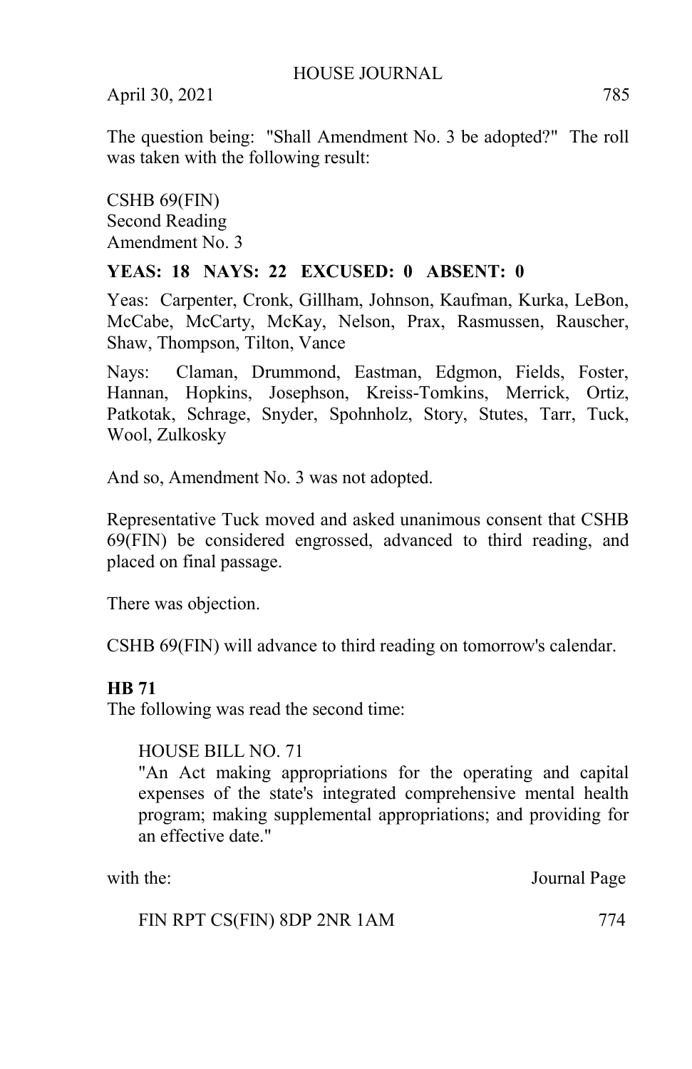The question being: "Shall Amendment No. 3 be adopted?" The roll was taken with the following result:

CSHB 69(FIN)
Second Reading
Amendment No. 3

**YEAS: 18 NAYS: 22 EXCUSED: 0 ABSENT: 0**

Yeas: Carpenter, Cronk, Gillham, Johnson, Kaufman, Kurka, LeBon, McCabe, McCarty, McKay, Nelson, Prax, Rasmussen, Rauscher, Shaw, Thompson, Tilton, Vance

Nays: Claman, Drummond, Eastman, Edgmon, Fields, Foster, Hannan, Hopkins, Josephson, Kreiss-Tomkins, Merrick, Ortiz, Patkotak, Schrage, Snyder, Spohnholz, Story, Stutes, Tarr, Tuck, Wool, Zulkosky

And so, Amendment No. 3 was not adopted.

Representative Tuck moved and asked unanimous consent that CSHB 69(FIN) be considered engrossed, advanced to third reading, and placed on final passage.

There was objection.

CSHB 69(FIN) will advance to third reading on tomorrow's calendar.

**HB 71**

The following was read the second time:

HOUSE BILL NO. 71
"An Act making appropriations for the operating and capital expenses of the state's integrated comprehensive mental health program; making supplemental appropriations; and providing for an effective date."

| with the: | Journal Page |
|---|---|
| FIN RPT CS(FIN) 8DP 2NR 1AM | 774 |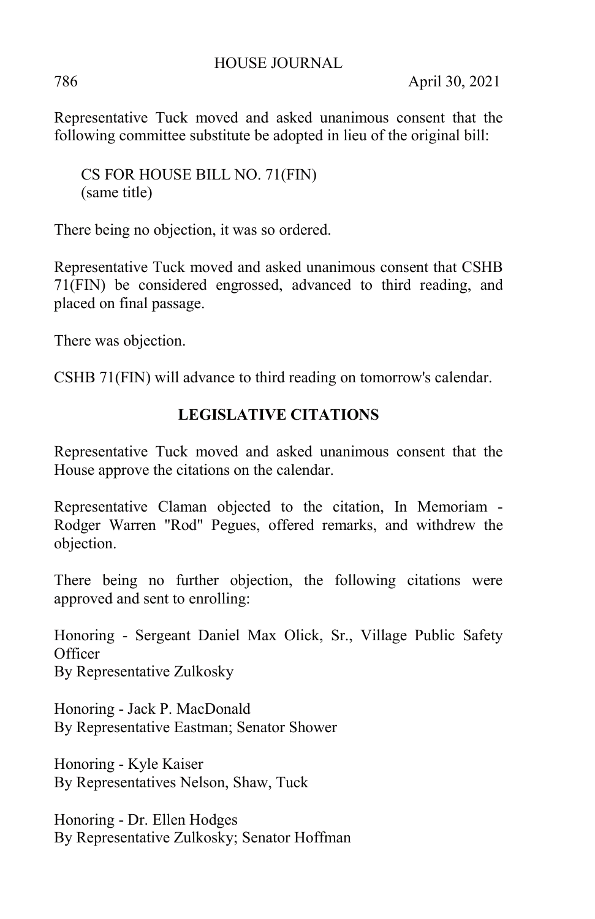Representative Tuck moved and asked unanimous consent that the following committee substitute be adopted in lieu of the original bill:

CS FOR HOUSE BILL NO. 71(FIN)
(same title)

There being no objection, it was so ordered.

Representative Tuck moved and asked unanimous consent that CSHB 71(FIN) be considered engrossed, advanced to third reading, and placed on final passage.

There was objection.

CSHB 71(FIN) will advance to third reading on tomorrow's calendar.

## LEGISLATIVE CITATIONS

Representative Tuck moved and asked unanimous consent that the House approve the citations on the calendar.

Representative Claman objected to the citation, In Memoriam - Rodger Warren "Rod" Pegues, offered remarks, and withdrew the objection.

There being no further objection, the following citations were approved and sent to enrolling:

Honoring - Sergeant Daniel Max Olick, Sr., Village Public Safety Officer
By Representative Zulkosky

Honoring - Jack P. MacDonald
By Representative Eastman; Senator Shower

Honoring - Kyle Kaiser
By Representatives Nelson, Shaw, Tuck

Honoring - Dr. Ellen Hodges
By Representative Zulkosky; Senator Hoffman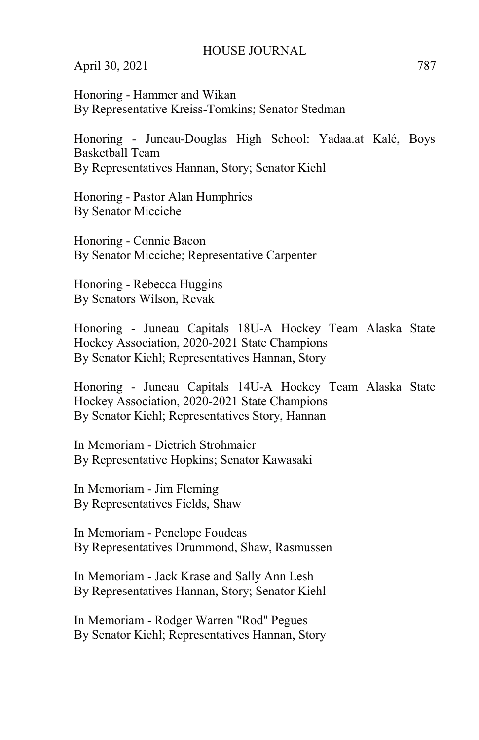Honoring - Hammer and Wikan
By Representative Kreiss-Tomkins; Senator Stedman

Honoring - Juneau-Douglas High School: Yadaa.at Kalé, Boys Basketball Team
By Representatives Hannan, Story; Senator Kiehl

Honoring - Pastor Alan Humphries
By Senator Micciche

Honoring - Connie Bacon
By Senator Micciche; Representative Carpenter

Honoring - Rebecca Huggins
By Senators Wilson, Revak

Honoring - Juneau Capitals 18U-A Hockey Team Alaska State Hockey Association, 2020-2021 State Champions
By Senator Kiehl; Representatives Hannan, Story

Honoring - Juneau Capitals 14U-A Hockey Team Alaska State Hockey Association, 2020-2021 State Champions
By Senator Kiehl; Representatives Story, Hannan

In Memoriam - Dietrich Strohmaier
By Representative Hopkins; Senator Kawasaki

In Memoriam - Jim Fleming
By Representatives Fields, Shaw

In Memoriam - Penelope Foudeas
By Representatives Drummond, Shaw, Rasmussen

In Memoriam - Jack Krase and Sally Ann Lesh
By Representatives Hannan, Story; Senator Kiehl

In Memoriam - Rodger Warren "Rod" Pegues
By Senator Kiehl; Representatives Hannan, Story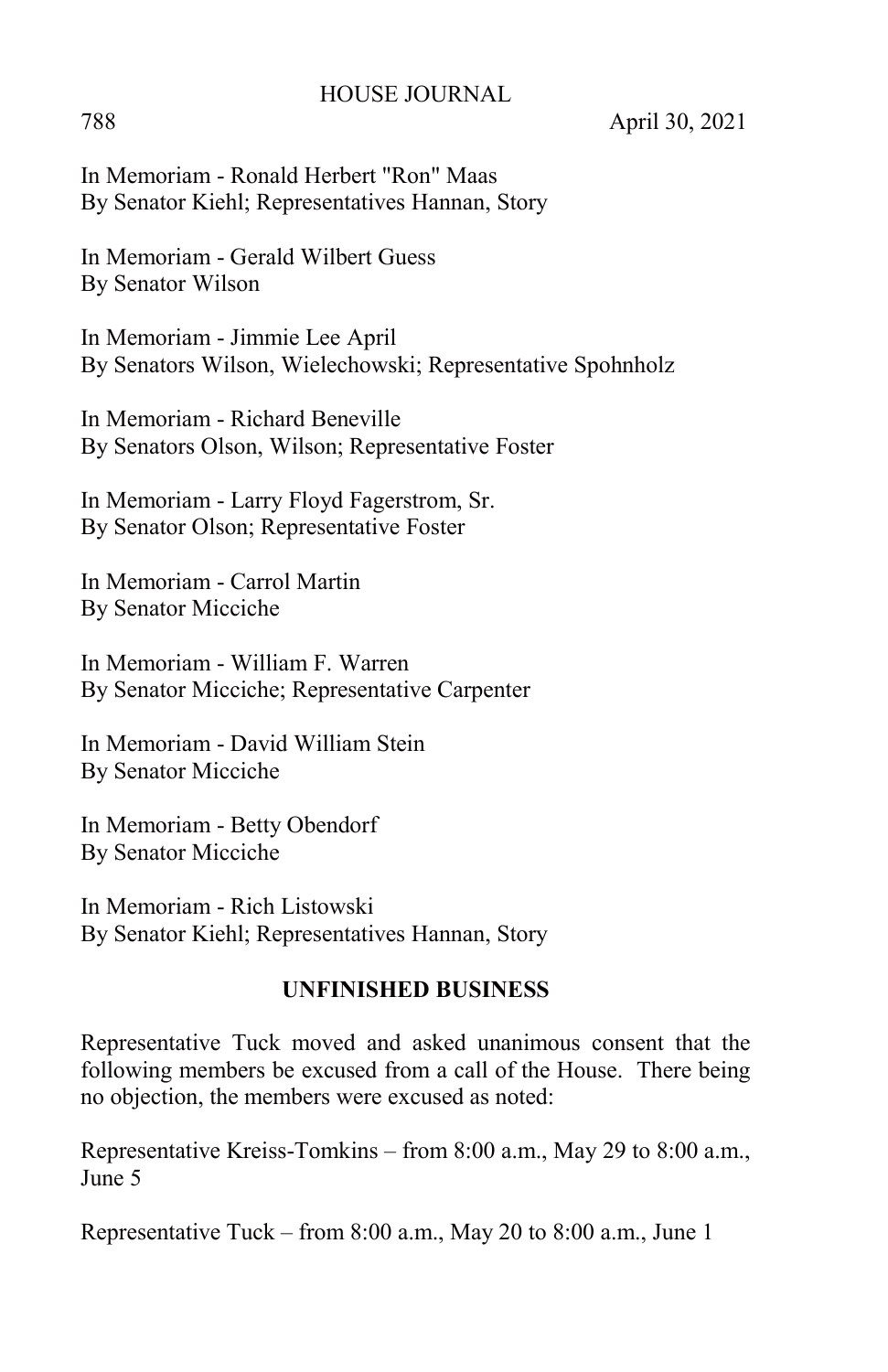In Memoriam - Ronald Herbert "Ron" Maas
By Senator Kiehl; Representatives Hannan, Story

In Memoriam - Gerald Wilbert Guess
By Senator Wilson

In Memoriam - Jimmie Lee April
By Senators Wilson, Wielechowski; Representative Spohnholz

In Memoriam - Richard Beneville
By Senators Olson, Wilson; Representative Foster

In Memoriam - Larry Floyd Fagerstrom, Sr.
By Senator Olson; Representative Foster

In Memoriam - Carrol Martin
By Senator Micciche

In Memoriam - William F. Warren
By Senator Micciche; Representative Carpenter

In Memoriam - David William Stein
By Senator Micciche

In Memoriam - Betty Obendorf
By Senator Micciche

In Memoriam - Rich Listowski
By Senator Kiehl; Representatives Hannan, Story

## UNFINISHED BUSINESS

Representative Tuck moved and asked unanimous consent that the following members be excused from a call of the House. There being no objection, the members were excused as noted:

Representative Kreiss-Tomkins – from 8:00 a.m., May 29 to 8:00 a.m., June 5

Representative Tuck – from 8:00 a.m., May 20 to 8:00 a.m., June 1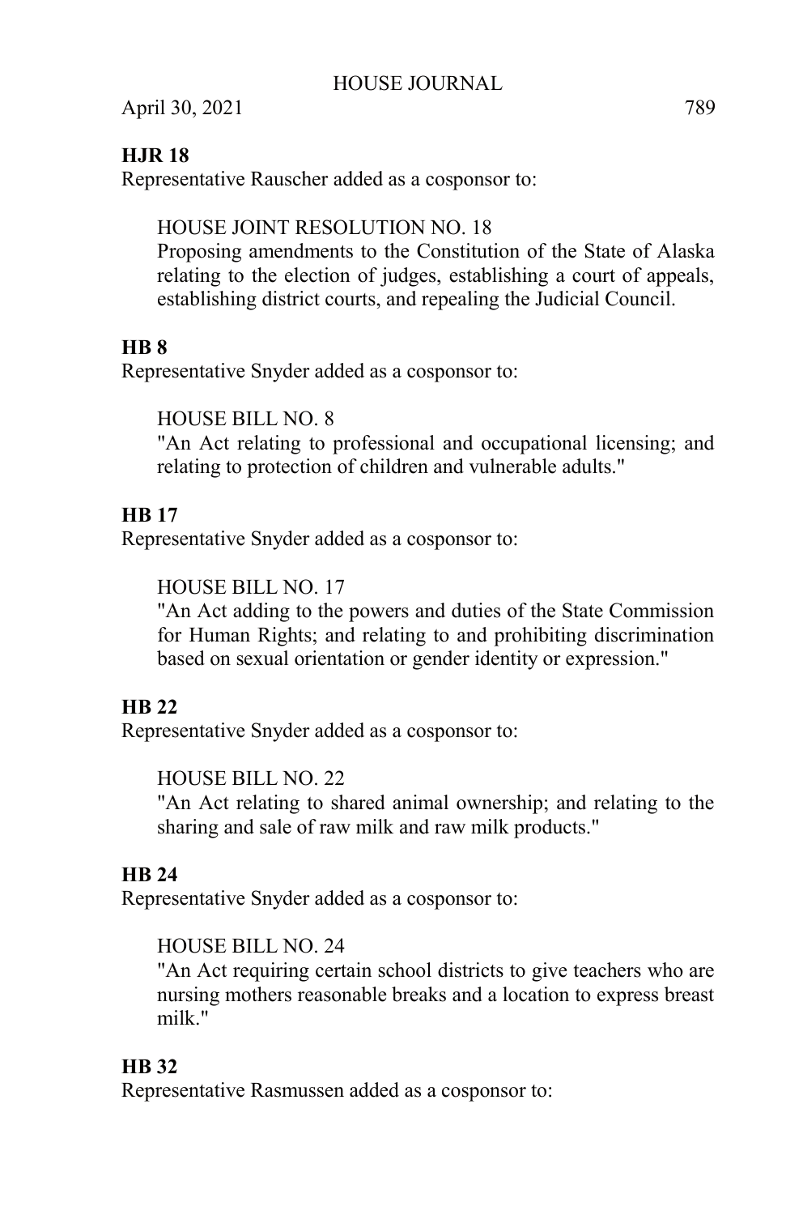**HJR 18**

Representative Rauscher added as a cosponsor to:

HOUSE JOINT RESOLUTION NO. 18
Proposing amendments to the Constitution of the State of Alaska relating to the election of judges, establishing a court of appeals, establishing district courts, and repealing the Judicial Council.

**HB 8**

Representative Snyder added as a cosponsor to:

HOUSE BILL NO. 8
"An Act relating to professional and occupational licensing; and relating to protection of children and vulnerable adults."

**HB 17**

Representative Snyder added as a cosponsor to:

HOUSE BILL NO. 17
"An Act adding to the powers and duties of the State Commission for Human Rights; and relating to and prohibiting discrimination based on sexual orientation or gender identity or expression."

**HB 22**

Representative Snyder added as a cosponsor to:

HOUSE BILL NO. 22
"An Act relating to shared animal ownership; and relating to the sharing and sale of raw milk and raw milk products."

**HB 24**

Representative Snyder added as a cosponsor to:

HOUSE BILL NO. 24
"An Act requiring certain school districts to give teachers who are nursing mothers reasonable breaks and a location to express breast milk."

**HB 32**

Representative Rasmussen added as a cosponsor to: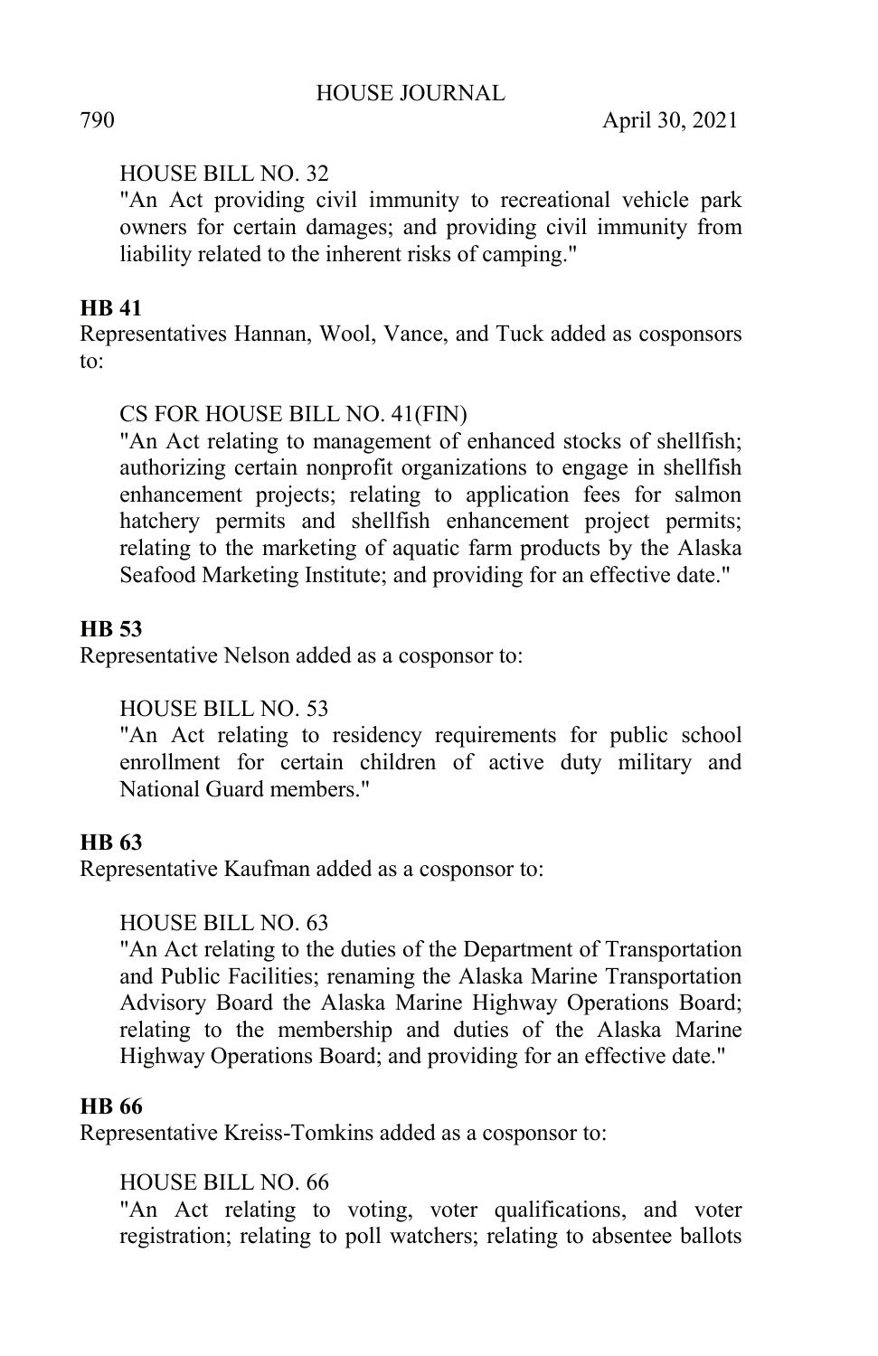HOUSE BILL NO. 32

"An Act providing civil immunity to recreational vehicle park owners for certain damages; and providing civil immunity from liability related to the inherent risks of camping."

**HB 41**

Representatives Hannan, Wool, Vance, and Tuck added as cosponsors to:

CS FOR HOUSE BILL NO. 41(FIN)

"An Act relating to management of enhanced stocks of shellfish; authorizing certain nonprofit organizations to engage in shellfish enhancement projects; relating to application fees for salmon hatchery permits and shellfish enhancement project permits; relating to the marketing of aquatic farm products by the Alaska Seafood Marketing Institute; and providing for an effective date."

**HB 53**

Representative Nelson added as a cosponsor to:

HOUSE BILL NO. 53

"An Act relating to residency requirements for public school enrollment for certain children of active duty military and National Guard members."

**HB 63**

Representative Kaufman added as a cosponsor to:

HOUSE BILL NO. 63

"An Act relating to the duties of the Department of Transportation and Public Facilities; renaming the Alaska Marine Transportation Advisory Board the Alaska Marine Highway Operations Board; relating to the membership and duties of the Alaska Marine Highway Operations Board; and providing for an effective date."

**HB 66**

Representative Kreiss-Tomkins added as a cosponsor to:

HOUSE BILL NO. 66

"An Act relating to voting, voter qualifications, and voter registration; relating to poll watchers; relating to absentee ballots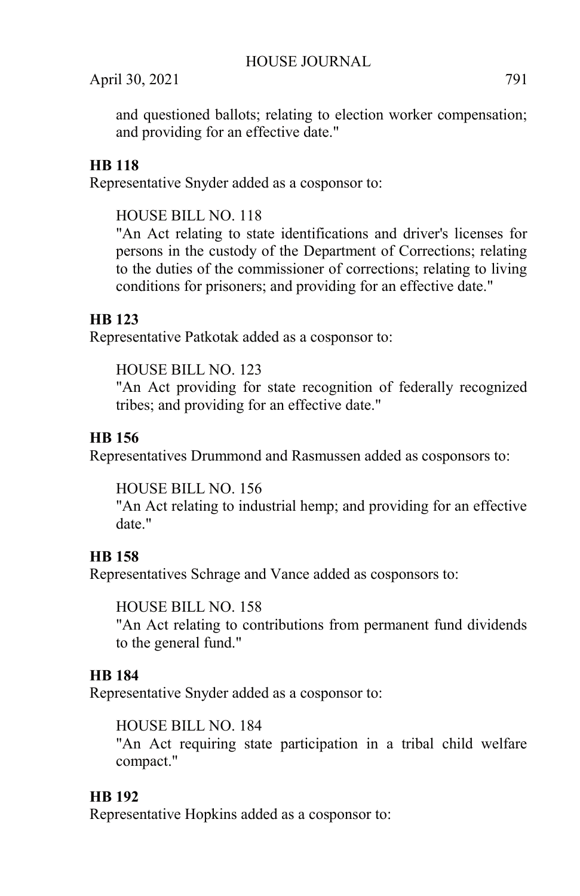and questioned ballots; relating to election worker compensation; and providing for an effective date."

**HB 118**

Representative Snyder added as a cosponsor to:

HOUSE BILL NO. 118
"An Act relating to state identifications and driver's licenses for persons in the custody of the Department of Corrections; relating to the duties of the commissioner of corrections; relating to living conditions for prisoners; and providing for an effective date."

**HB 123**

Representative Patkotak added as a cosponsor to:

HOUSE BILL NO. 123
"An Act providing for state recognition of federally recognized tribes; and providing for an effective date."

**HB 156**

Representatives Drummond and Rasmussen added as cosponsors to:

HOUSE BILL NO. 156
"An Act relating to industrial hemp; and providing for an effective date."

**HB 158**

Representatives Schrage and Vance added as cosponsors to:

HOUSE BILL NO. 158
"An Act relating to contributions from permanent fund dividends to the general fund."

**HB 184**

Representative Snyder added as a cosponsor to:

HOUSE BILL NO. 184
"An Act requiring state participation in a tribal child welfare compact."

**HB 192**

Representative Hopkins added as a cosponsor to: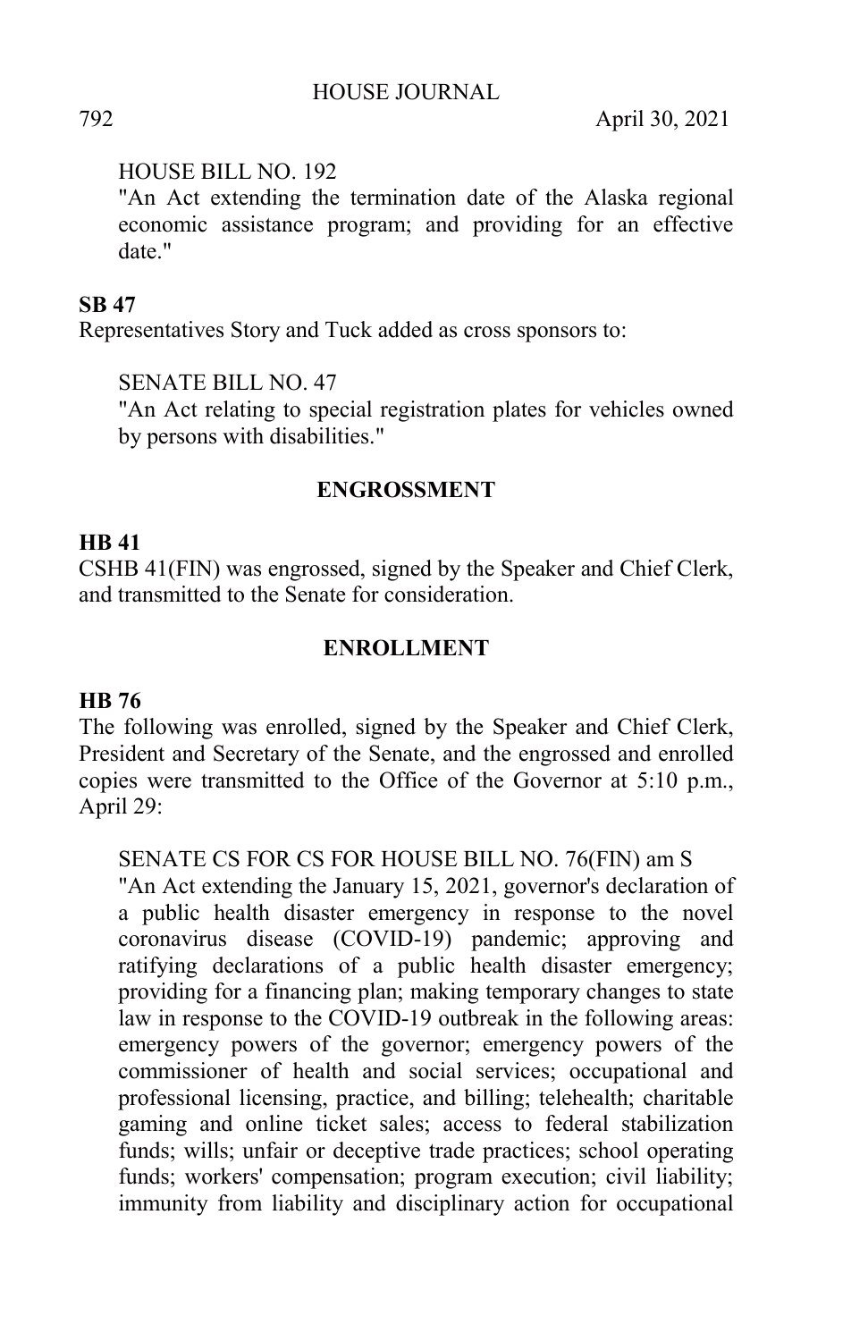HOUSE BILL NO. 192

"An Act extending the termination date of the Alaska regional economic assistance program; and providing for an effective date."

**SB 47**

Representatives Story and Tuck added as cross sponsors to:

SENATE BILL NO. 47

"An Act relating to special registration plates for vehicles owned by persons with disabilities."

## ENGROSSMENT

**HB 41**

CSHB 41(FIN) was engrossed, signed by the Speaker and Chief Clerk, and transmitted to the Senate for consideration.

## ENROLLMENT

**HB 76**

The following was enrolled, signed by the Speaker and Chief Clerk, President and Secretary of the Senate, and the engrossed and enrolled copies were transmitted to the Office of the Governor at 5:10 p.m., April 29:

SENATE CS FOR CS FOR HOUSE BILL NO. 76(FIN) am S

"An Act extending the January 15, 2021, governor's declaration of a public health disaster emergency in response to the novel coronavirus disease (COVID-19) pandemic; approving and ratifying declarations of a public health disaster emergency; providing for a financing plan; making temporary changes to state law in response to the COVID-19 outbreak in the following areas: emergency powers of the governor; emergency powers of the commissioner of health and social services; occupational and professional licensing, practice, and billing; telehealth; charitable gaming and online ticket sales; access to federal stabilization funds; wills; unfair or deceptive trade practices; school operating funds; workers' compensation; program execution; civil liability; immunity from liability and disciplinary action for occupational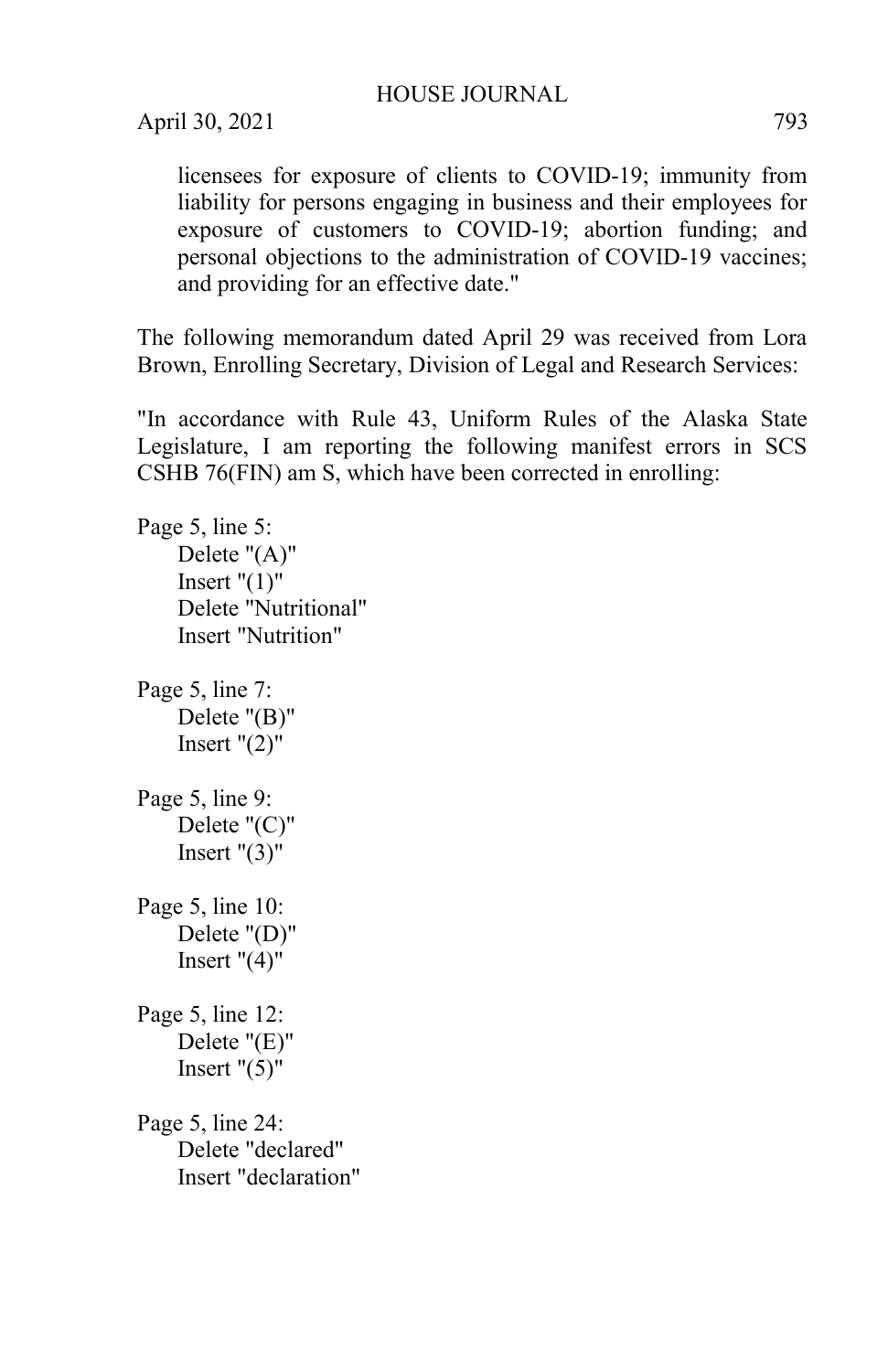licensees for exposure of clients to COVID-19; immunity from liability for persons engaging in business and their employees for exposure of customers to COVID-19; abortion funding; and personal objections to the administration of COVID-19 vaccines; and providing for an effective date."

The following memorandum dated April 29 was received from Lora Brown, Enrolling Secretary, Division of Legal and Research Services:

"In accordance with Rule 43, Uniform Rules of the Alaska State Legislature, I am reporting the following manifest errors in SCS CSHB 76(FIN) am S, which have been corrected in enrolling:

Page 5, line 5:
  Delete "(A)"
  Insert "(1)"
  Delete "Nutritional"
  Insert "Nutrition"

Page 5, line 7:
  Delete "(B)"
  Insert "(2)"

Page 5, line 9:
  Delete "(C)"
  Insert "(3)"

Page 5, line 10:
  Delete "(D)"
  Insert "(4)"

Page 5, line 12:
  Delete "(E)"
  Insert "(5)"

Page 5, line 24:
  Delete "declared"
  Insert "declaration"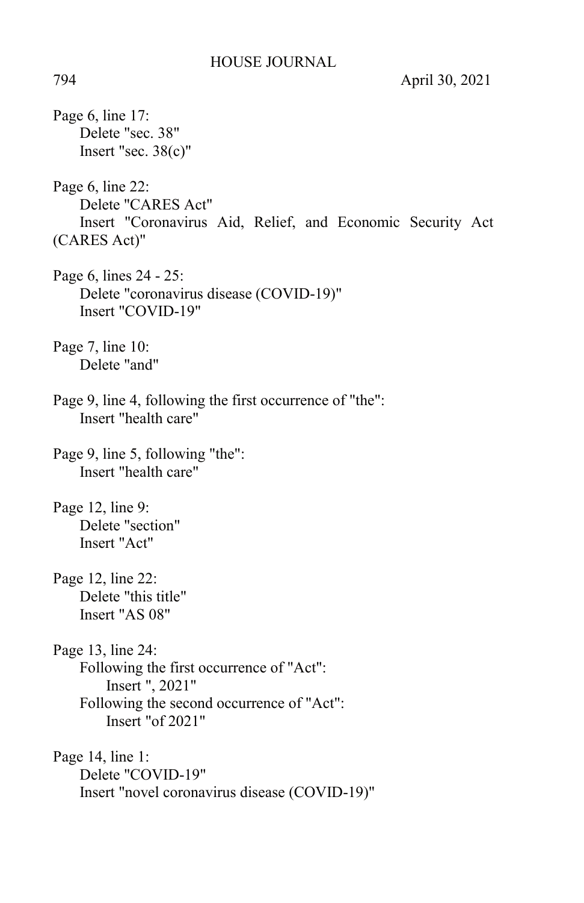Page 6, line 17:
Delete "sec. 38"
Insert "sec. 38(c)"

Page 6, line 22:
Delete "CARES Act"
Insert "Coronavirus Aid, Relief, and Economic Security Act (CARES Act)"

Page 6, lines 24 - 25:
Delete "coronavirus disease (COVID-19)"
Insert "COVID-19"

Page 7, line 10:
Delete "and"

Page 9, line 4, following the first occurrence of "the":
Insert "health care"

Page 9, line 5, following "the":
Insert "health care"

Page 12, line 9:
Delete "section"
Insert "Act"

Page 12, line 22:
Delete "this title"
Insert "AS 08"

Page 13, line 24:
Following the first occurrence of "Act":
Insert ", 2021"
Following the second occurrence of "Act":
Insert "of 2021"

Page 14, line 1:
Delete "COVID-19"
Insert "novel coronavirus disease (COVID-19)"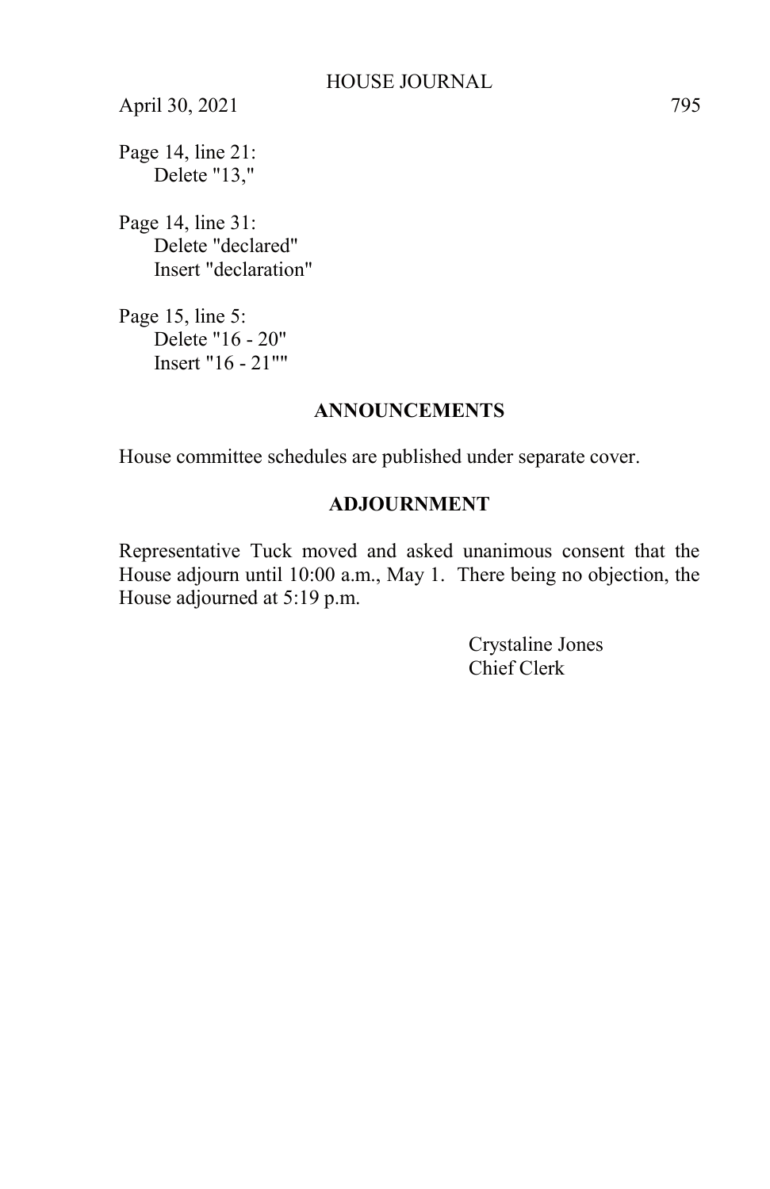Page 14, line 21:
Delete "13,"

Page 14, line 31:
Delete "declared"
Insert "declaration"

Page 15, line 5:
Delete "16 - 20"
Insert "16 - 21""

## ANNOUNCEMENTS

House committee schedules are published under separate cover.

## ADJOURNMENT

Representative Tuck moved and asked unanimous consent that the House adjourn until 10:00 a.m., May 1. There being no objection, the House adjourned at 5:19 p.m.

Crystaline Jones
Chief Clerk